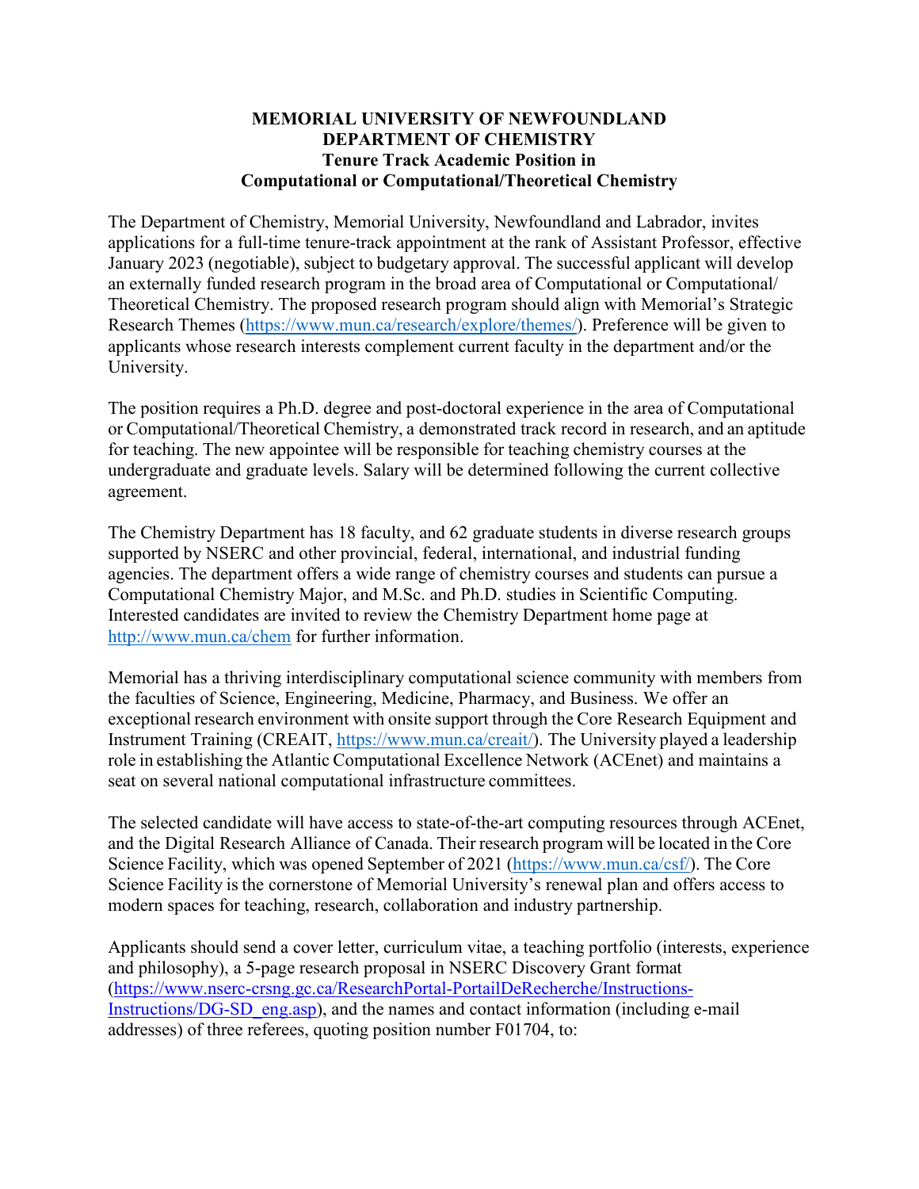**MEMORIAL UNIVERSITY OF NEWFOUNDLAND**
**DEPARTMENT OF CHEMISTRY**
**Tenure Track Academic Position in**
**Computational or Computational/Theoretical Chemistry**

The Department of Chemistry, Memorial University, Newfoundland and Labrador, invites applications for a full-time tenure-track appointment at the rank of Assistant Professor, effective January 2023 (negotiable), subject to budgetary approval. The successful applicant will develop an externally funded research program in the broad area of Computational or Computational/ Theoretical Chemistry. The proposed research program should align with Memorial's Strategic Research Themes (https://www.mun.ca/research/explore/themes/). Preference will be given to applicants whose research interests complement current faculty in the department and/or the University.

The position requires a Ph.D. degree and post-doctoral experience in the area of Computational or Computational/Theoretical Chemistry, a demonstrated track record in research, and an aptitude for teaching. The new appointee will be responsible for teaching chemistry courses at the undergraduate and graduate levels. Salary will be determined following the current collective agreement.

The Chemistry Department has 18 faculty, and 62 graduate students in diverse research groups supported by NSERC and other provincial, federal, international, and industrial funding agencies. The department offers a wide range of chemistry courses and students can pursue a Computational Chemistry Major, and M.Sc. and Ph.D. studies in Scientific Computing. Interested candidates are invited to review the Chemistry Department home page at http://www.mun.ca/chem for further information.

Memorial has a thriving interdisciplinary computational science community with members from the faculties of Science, Engineering, Medicine, Pharmacy, and Business. We offer an exceptional research environment with onsite support through the Core Research Equipment and Instrument Training (CREAIT, https://www.mun.ca/creait/). The University played a leadership role in establishing the Atlantic Computational Excellence Network (ACEnet) and maintains a seat on several national computational infrastructure committees.

The selected candidate will have access to state-of-the-art computing resources through ACEnet, and the Digital Research Alliance of Canada. Their research program will be located in the Core Science Facility, which was opened September of 2021 (https://www.mun.ca/csf/). The Core Science Facility is the cornerstone of Memorial University's renewal plan and offers access to modern spaces for teaching, research, collaboration and industry partnership.

Applicants should send a cover letter, curriculum vitae, a teaching portfolio (interests, experience and philosophy), a 5-page research proposal in NSERC Discovery Grant format (https://www.nserc-crsng.gc.ca/ResearchPortal-PortailDeRecherche/Instructions-Instructions/DG-SD_eng.asp), and the names and contact information (including e-mail addresses) of three referees, quoting position number F01704, to: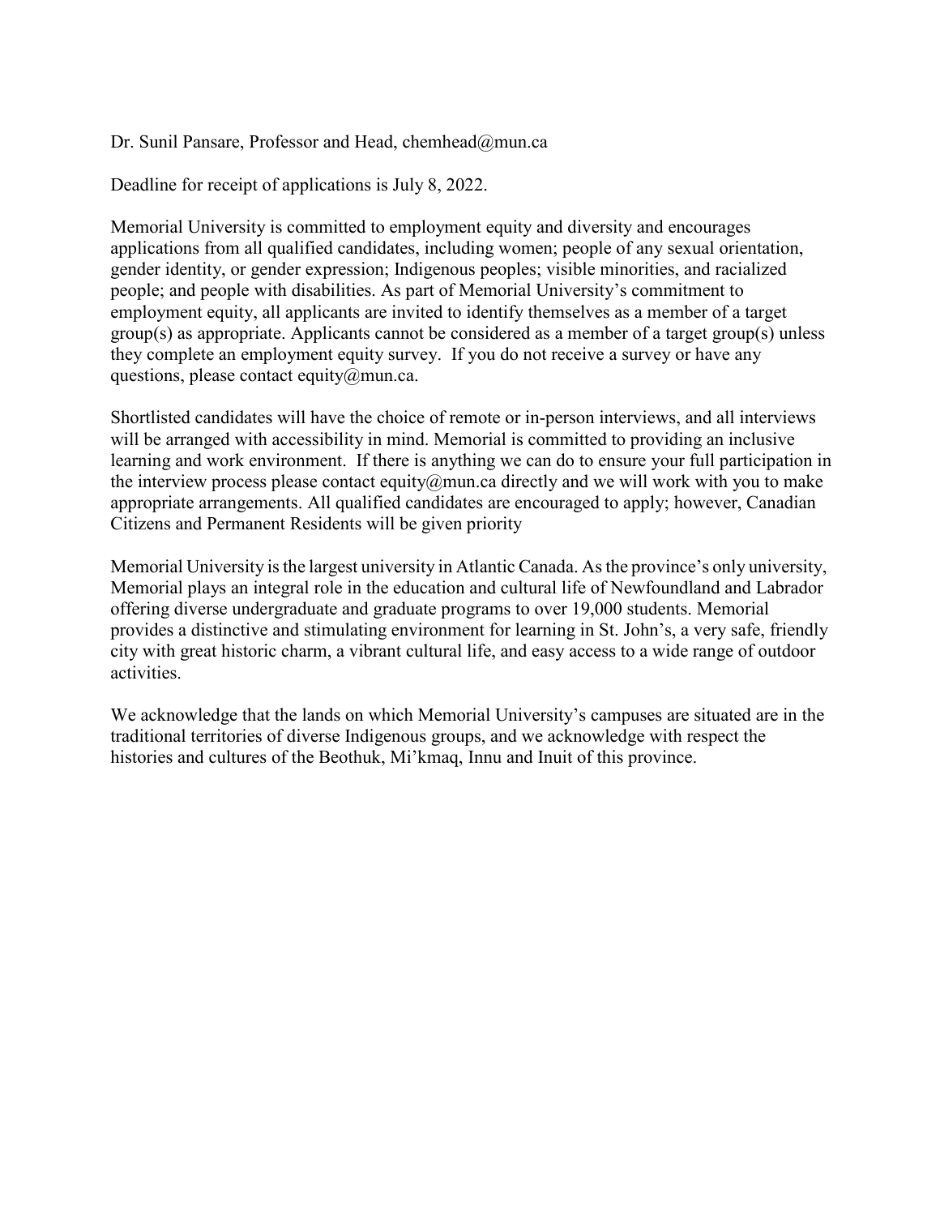Dr. Sunil Pansare, Professor and Head, chemhead@mun.ca

Deadline for receipt of applications is July 8, 2022.

Memorial University is committed to employment equity and diversity and encourages applications from all qualified candidates, including women; people of any sexual orientation, gender identity, or gender expression; Indigenous peoples; visible minorities, and racialized people; and people with disabilities. As part of Memorial University's commitment to employment equity, all applicants are invited to identify themselves as a member of a target group(s) as appropriate. Applicants cannot be considered as a member of a target group(s) unless they complete an employment equity survey. If you do not receive a survey or have any questions, please contact equity@mun.ca.

Shortlisted candidates will have the choice of remote or in-person interviews, and all interviews will be arranged with accessibility in mind. Memorial is committed to providing an inclusive learning and work environment. If there is anything we can do to ensure your full participation in the interview process please contact equity@mun.ca directly and we will work with you to make appropriate arrangements. All qualified candidates are encouraged to apply; however, Canadian Citizens and Permanent Residents will be given priority

Memorial University is the largest university in Atlantic Canada. As the province's only university, Memorial plays an integral role in the education and cultural life of Newfoundland and Labrador offering diverse undergraduate and graduate programs to over 19,000 students. Memorial provides a distinctive and stimulating environment for learning in St. John's, a very safe, friendly city with great historic charm, a vibrant cultural life, and easy access to a wide range of outdoor activities.

We acknowledge that the lands on which Memorial University's campuses are situated are in the traditional territories of diverse Indigenous groups, and we acknowledge with respect the histories and cultures of the Beothuk, Mi'kmaq, Innu and Inuit of this province.